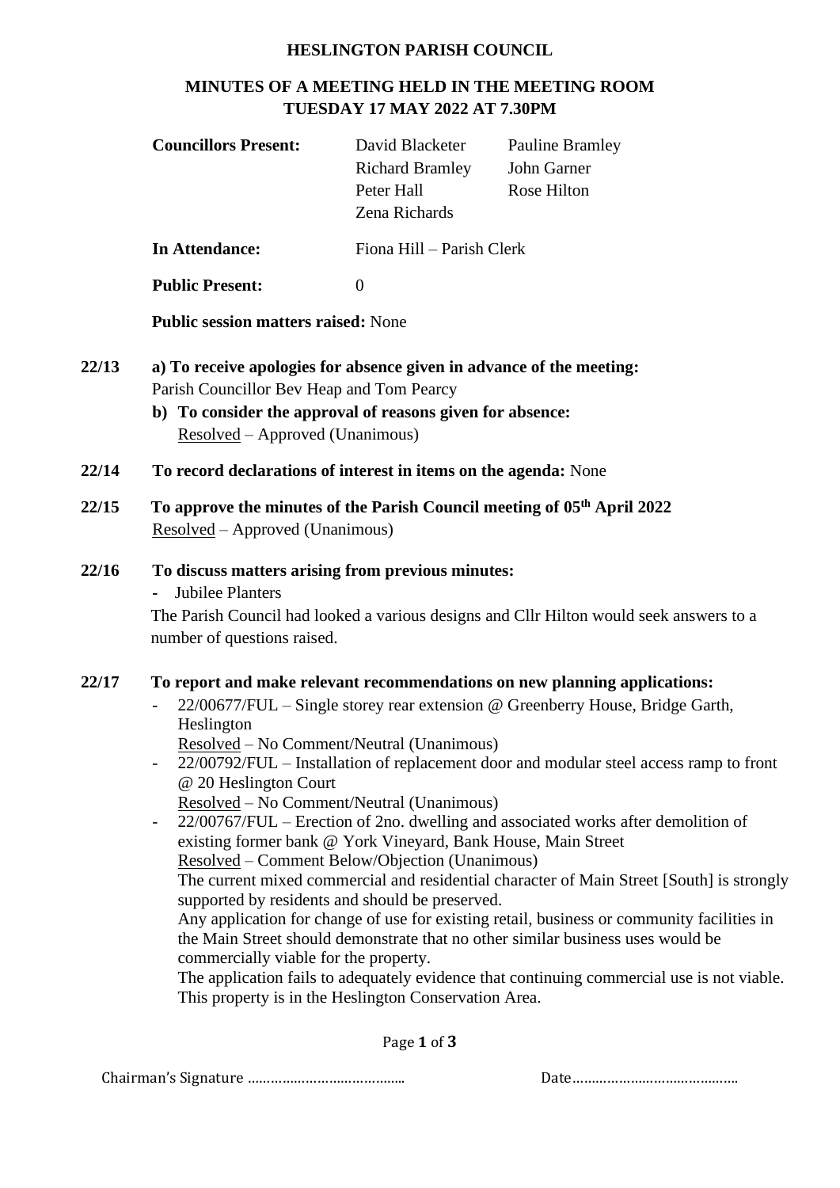**HESLINGTON PARISH COUNCIL**

**MINUTES OF A MEETING HELD IN THE MEETING ROOM TUESDAY 17 MAY 2022 AT 7.30PM**

| | | |
|---|---|---|
| **Councillors Present:** | David Blacketer | Pauline Bramley |
| | Richard Bramley | John Garner |
| | Peter Hall | Rose Hilton |
| | Zena Richards | |
| **In Attendance:** | Fiona Hill – Parish Clerk | |
| **Public Present:** | 0 | |

**Public session matters raised:** None

**22/13** **a) To receive apologies for absence given in advance of the meeting:**
Parish Councillor Bev Heap and Tom Pearcy

**b) To consider the approval of reasons given for absence:**
Resolved – Approved (Unanimous)

**22/14** **To record declarations of interest in items on the agenda:** None

**22/15** **To approve the minutes of the Parish Council meeting of 05th April 2022**
Resolved – Approved (Unanimous)

**22/16** **To discuss matters arising from previous minutes:**

- Jubilee Planters

The Parish Council had looked a various designs and Cllr Hilton would seek answers to a number of questions raised.

**22/17** **To report and make relevant recommendations on new planning applications:**

- 22/00677/FUL – Single storey rear extension @ Greenberry House, Bridge Garth, Heslington
  Resolved – No Comment/Neutral (Unanimous)
- 22/00792/FUL – Installation of replacement door and modular steel access ramp to front @ 20 Heslington Court
  Resolved – No Comment/Neutral (Unanimous)
- 22/00767/FUL – Erection of 2no. dwelling and associated works after demolition of existing former bank @ York Vineyard, Bank House, Main Street
  Resolved – Comment Below/Objection (Unanimous)
  The current mixed commercial and residential character of Main Street [South] is strongly supported by residents and should be preserved.
  Any application for change of use for existing retail, business or community facilities in the Main Street should demonstrate that no other similar business uses would be commercially viable for the property.
  The application fails to adequately evidence that continuing commercial use is not viable. This property is in the Heslington Conservation Area.

Chairman's Signature ………………………………… Date……………………………………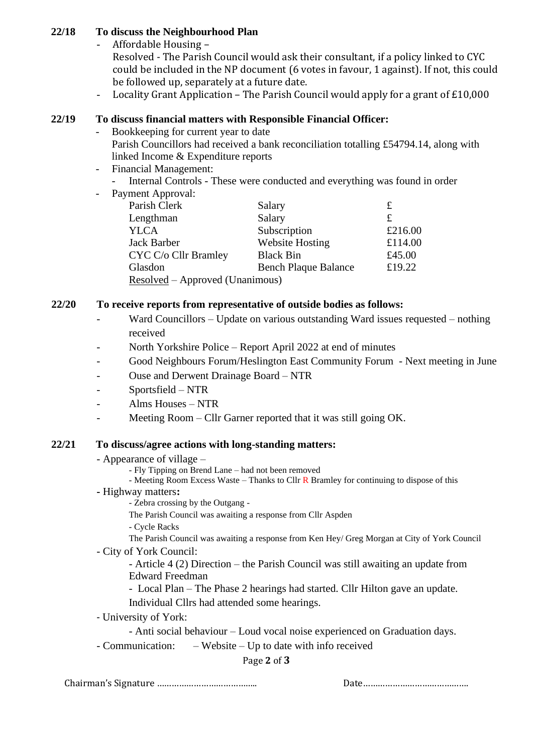**22/18 To discuss the Neighbourhood Plan**

- Affordable Housing –
  Resolved - The Parish Council would ask their consultant, if a policy linked to CYC could be included in the NP document (6 votes in favour, 1 against). If not, this could be followed up, separately at a future date.
- Locality Grant Application – The Parish Council would apply for a grant of £10,000

**22/19 To discuss financial matters with Responsible Financial Officer:**

- Bookkeeping for current year to date
  Parish Councillors had received a bank reconciliation totalling £54794.14, along with linked Income & Expenditure reports
- Financial Management:
  - Internal Controls - These were conducted and everything was found in order
- Payment Approval:

| | | |
|---|---|---|
| Parish Clerk | Salary | £ |
| Lengthman | Salary | £ |
| YLCA | Subscription | £216.00 |
| Jack Barber | Website Hosting | £114.00 |
| CYC C/o Cllr Bramley | Black Bin | £45.00 |
| Glasdon | Bench Plaque Balance | £19.22 |

Resolved – Approved (Unanimous)

**22/20 To receive reports from representative of outside bodies as follows:**

- Ward Councillors – Update on various outstanding Ward issues requested – nothing received
- North Yorkshire Police – Report April 2022 at end of minutes
- Good Neighbours Forum/Heslington East Community Forum - Next meeting in June
- Ouse and Derwent Drainage Board – NTR
- Sportsfield – NTR
- Alms Houses – NTR
- Meeting Room – Cllr Garner reported that it was still going OK.

**22/21 To discuss/agree actions with long-standing matters:**

- Appearance of village –
  - Fly Tipping on Brend Lane – had not been removed
  - Meeting Room Excess Waste – Thanks to Cllr R Bramley for continuing to dispose of this
- Highway matters**:**
  - Zebra crossing by the Outgang -
    The Parish Council was awaiting a response from Cllr Aspden
  - Cycle Racks
    The Parish Council was awaiting a response from Ken Hey/ Greg Morgan at City of York Council
- City of York Council:
  - Article 4 (2) Direction – the Parish Council was still awaiting an update from Edward Freedman
  - Local Plan – The Phase 2 hearings had started. Cllr Hilton gave an update. Individual Cllrs had attended some hearings.
- University of York:
  - Anti social behaviour – Loud vocal noise experienced on Graduation days.
- Communication: – Website – Up to date with info received

Chairman's Signature …………………………………… Date……………………………………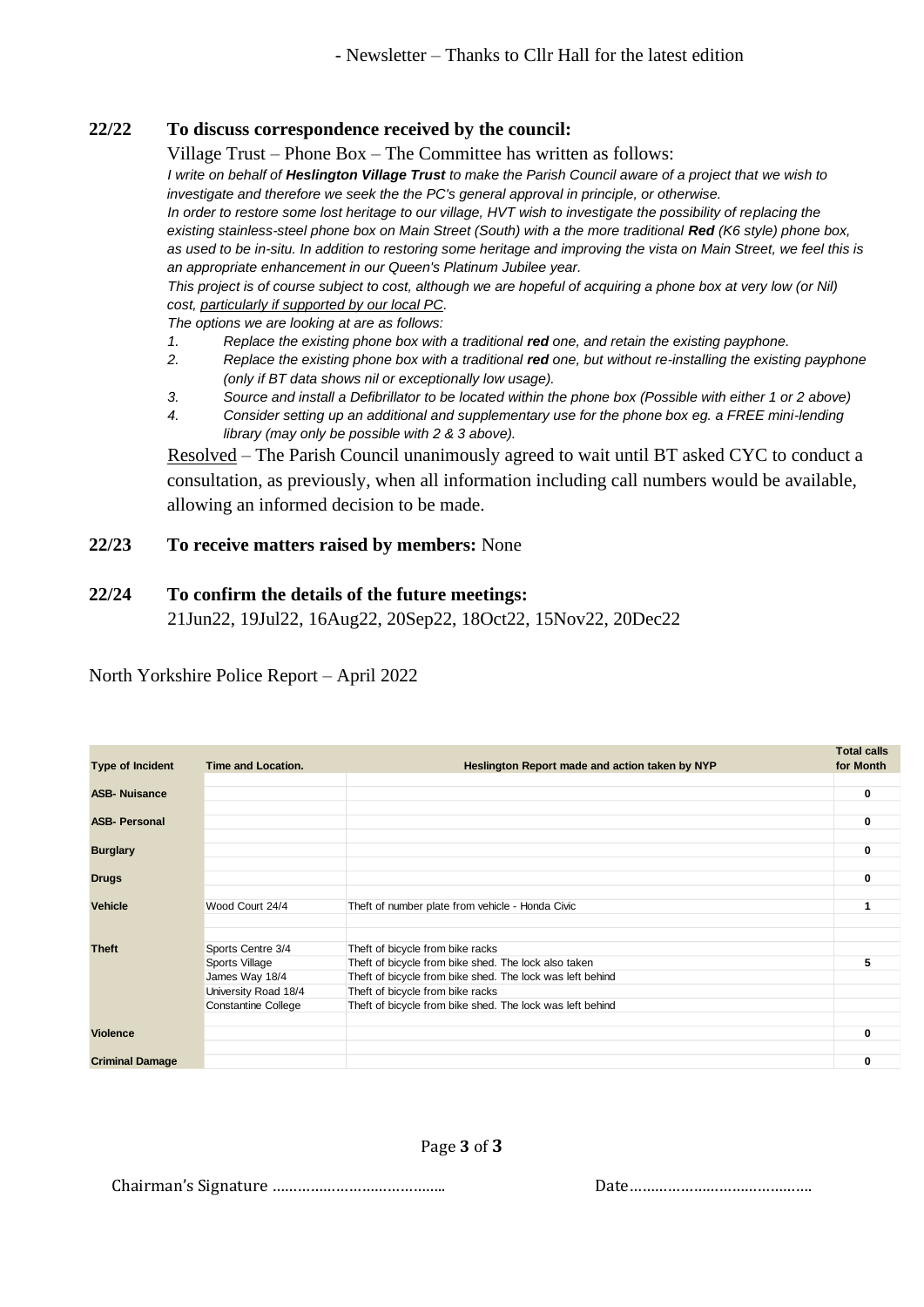- Newsletter – Thanks to Cllr Hall for the latest edition

**22/22 To discuss correspondence received by the council:**

Village Trust – Phone Box – The Committee has written as follows:

*I write on behalf of **Heslington Village Trust** to make the Parish Council aware of a project that we wish to investigate and therefore we seek the the PC's general approval in principle, or otherwise.*

*In order to restore some lost heritage to our village, HVT wish to investigate the possibility of replacing the existing stainless-steel phone box on Main Street (South) with a the more traditional **Red** (K6 style) phone box, as used to be in-situ. In addition to restoring some heritage and improving the vista on Main Street, we feel this is an appropriate enhancement in our Queen's Platinum Jubilee year.*

*This project is of course subject to cost, although we are hopeful of acquiring a phone box at very low (or Nil) cost, particularly if supported by our local PC.*

*The options we are looking at are as follows:*

1. *Replace the existing phone box with a traditional **red** one, and retain the existing payphone.*
2. *Replace the existing phone box with a traditional **red** one, but without re-installing the existing payphone (only if BT data shows nil or exceptionally low usage).*
3. *Source and install a Defibrillator to be located within the phone box (Possible with either 1 or 2 above)*
4. *Consider setting up an additional and supplementary use for the phone box eg. a FREE mini-lending library (may only be possible with 2 & 3 above).*

Resolved – The Parish Council unanimously agreed to wait until BT asked CYC to conduct a consultation, as previously, when all information including call numbers would be available, allowing an informed decision to be made.

**22/23 To receive matters raised by members:** None

**22/24 To confirm the details of the future meetings:**

21Jun22, 19Jul22, 16Aug22, 20Sep22, 18Oct22, 15Nov22, 20Dec22

North Yorkshire Police Report – April 2022

| Type of Incident | Time and Location. | Heslington Report made and action taken by NYP | Total calls for Month |
|---|---|---|---|
| ASB- Nuisance | | | 0 |
| ASB- Personal | | | 0 |
| Burglary | | | 0 |
| Drugs | | | 0 |
| Vehicle | Wood Court 24/4 | Theft of number plate from vehicle - Honda Civic | 1 |
| Theft | Sports Centre 3/4 | Theft of bicycle from bike racks | |
| | Sports Village | Theft of bicycle from bike shed. The lock also taken | 5 |
| | James Way 18/4 | Theft of bicycle from bike shed. The lock was left behind | |
| | University Road 18/4 | Theft of bicycle from bike racks | |
| | Constantine College | Theft of bicycle from bike shed. The lock was left behind | |
| Violence | | | 0 |
| Criminal Damage | | | 0 |

Chairman's Signature ………………………………….. Date…………………………………..